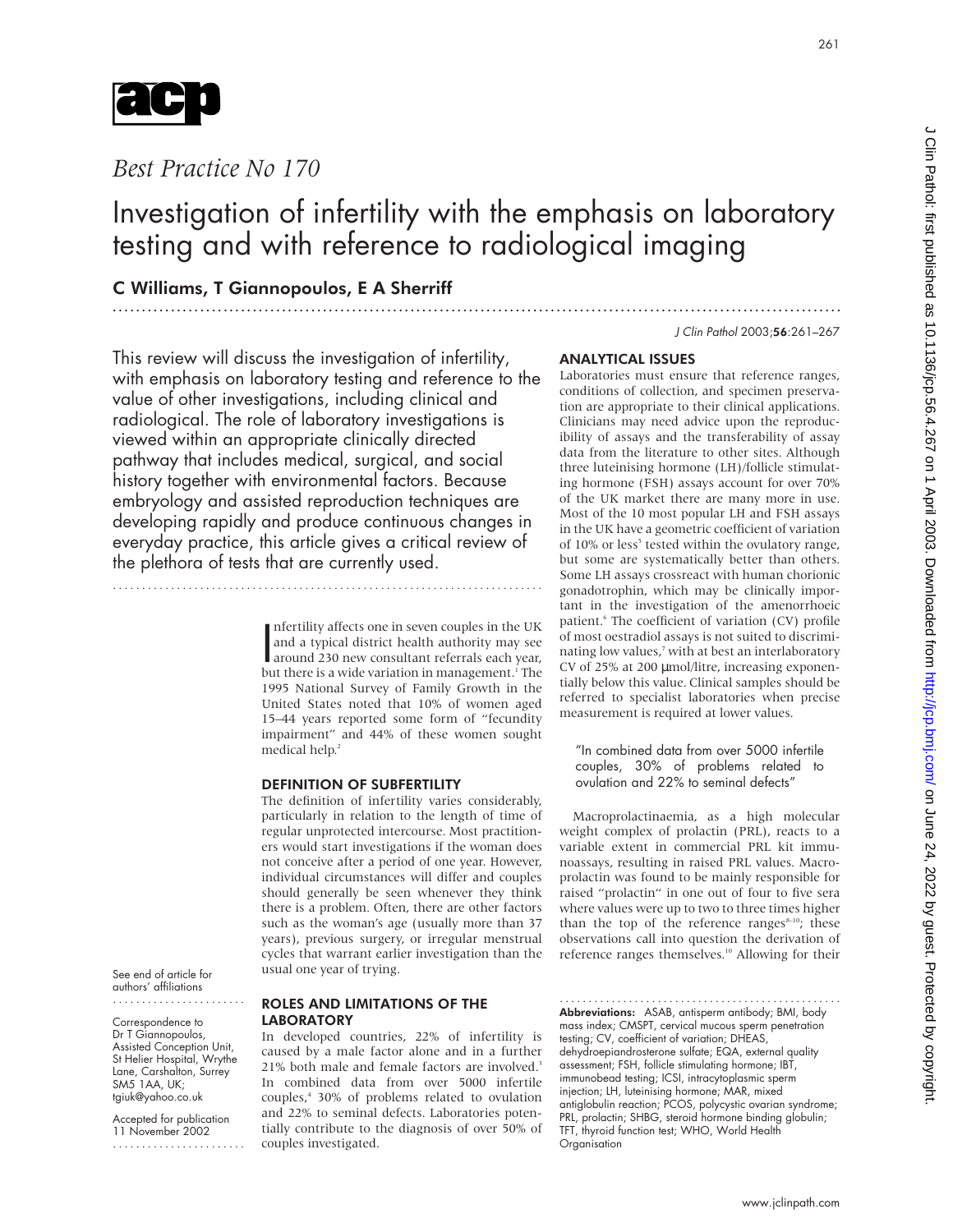*Best Practice No 170*

# Investigation of infertility with the emphasis on laboratory testing and with reference to radiological imaging

**C Williams, T Giannopoulos, E A Sherriff**

This review will discuss the investigation of infertility, with emphasis on laboratory testing and reference to the value of other investigations, including clinical and radiological. The role of laboratory investigations is viewed within an appropriate clinically directed pathway that includes medical, surgical, and social history together with environmental factors. Because embryology and assisted reproduction techniques are developing rapidly and produce continuous changes in everyday practice, this article gives a critical review of the plethora of tests that are currently used.

See end of article for authors' affiliations

Correspondence to Dr T Giannopoulos, Assisted Conception Unit, St Helier Hospital, Wrythe Lane, Carshalton, Surrey SM5 1AA, UK; tgiuk@yahoo.co.uk

Accepted for publication 11 November 2002

Infertility affects one in seven couples in the UK and a typical district health authority may see around 230 new consultant referrals each year, but there is a wide variation in management.[1] The 1995 National Survey of Family Growth in the United States noted that 10% of women aged 15–44 years reported some form of "fecundity impairment" and 44% of these women sought medical help.[2]

## DEFINITION OF SUBFERTILITY

The definition of infertility varies considerably, particularly in relation to the length of time of regular unprotected intercourse. Most practitioners would start investigations if the woman does not conceive after a period of one year. However, individual circumstances will differ and couples should generally be seen whenever they think there is a problem. Often, there are other factors such as the woman's age (usually more than 37 years), previous surgery, or irregular menstrual cycles that warrant earlier investigation than the usual one year of trying.

## ROLES AND LIMITATIONS OF THE LABORATORY

In developed countries, 22% of infertility is caused by a male factor alone and in a further 21% both male and female factors are involved.[3] In combined data from over 5000 infertile couples,[4] 30% of problems related to ovulation and 22% to seminal defects. Laboratories potentially contribute to the diagnosis of over 50% of couples investigated.

## ANALYTICAL ISSUES

Laboratories must ensure that reference ranges, conditions of collection, and specimen preservation are appropriate to their clinical applications. Clinicians may need advice upon the reproducibility of assays and the transferability of assay data from the literature to other sites. Although three luteinising hormone (LH)/follicle stimulating hormone (FSH) assays account for over 70% of the UK market there are many more in use. Most of the 10 most popular LH and FSH assays in the UK have a geometric coefficient of variation of 10% or less[5] tested within the ovulatory range, but some are systematically better than others. Some LH assays crossreact with human chorionic gonadotrophin, which may be clinically important in the investigation of the amenorrhoeic patient.[6] The coefficient of variation (CV) profile of most oestradiol assays is not suited to discriminating low values,[7] with at best an interlaboratory CV of 25% at 200 μmol/litre, increasing exponentially below this value. Clinical samples should be referred to specialist laboratories when precise measurement is required at lower values.

> "In combined data from over 5000 infertile couples, 30% of problems related to ovulation and 22% to seminal defects"

Macroprolactinaemia, as a high molecular weight complex of prolactin (PRL), reacts to a variable extent in commercial PRL kit immunoassays, resulting in raised PRL values. Macroprolactin was found to be mainly responsible for raised "prolactin" in one out of four to five sera where values were up to two to three times higher than the top of the reference ranges[8–10]; these observations call into question the derivation of reference ranges themselves.[10] Allowing for their

**Abbreviations:** ASAB, antisperm antibody; BMI, body mass index; CMSPT, cervical mucous sperm penetration testing; CV, coefficient of variation; DHEAS, dehydroepiandrosterone sulfate; EQA, external quality assessment; FSH, follicle stimulating hormone; IBT, immunobead testing; ICSI, intracytoplasmic sperm injection; LH, luteinising hormone; MAR, mixed antiglobulin reaction; PCOS, polycystic ovarian syndrome; PRL, prolactin; SHBG, steroid hormone binding globulin; TFT, thyroid function test; WHO, World Health Organisation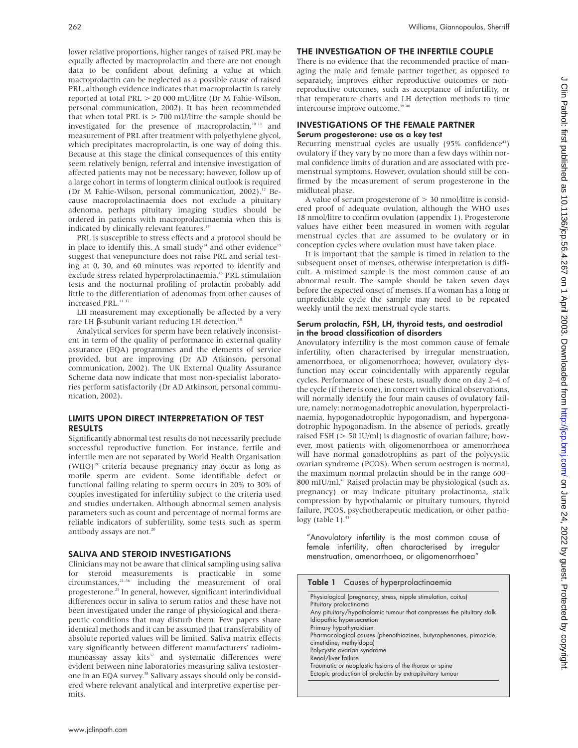lower relative proportions, higher ranges of raised PRL may be equally affected by macroprolactin and there are not enough data to be confident about defining a value at which macroprolactin can be neglected as a possible cause of raised PRL, although evidence indicates that macroprolactin is rarely reported at total PRL > 20 000 mU/litre (Dr M Fahie-Wilson, personal communication, 2002). It has been recommended that when total PRL is > 700 mU/litre the sample should be investigated for the presence of macroprolactin,[10 11] and measurement of PRL after treatment with polyethylene glycol, which precipitates macroprolactin, is one way of doing this. Because at this stage the clinical consequences of this entity seem relatively benign, referral and intensive investigation of affected patients may not be necessary; however, follow up of a large cohort in terms of longterm clinical outlook is required (Dr M Fahie-Wilson, personal communication, 2002).[12] Because macroprolactinaemia does not exclude a pituitary adenoma, perhaps pituitary imaging studies should be ordered in patients with macroprolactinaemia when this is indicated by clinically relevant features.[13]

PRL is susceptible to stress effects and a protocol should be in place to identify this. A small study[14] and other evidence[15] suggest that venepuncture does not raise PRL and serial testing at 0, 30, and 60 minutes was reported to identify and exclude stress related hyperprolactinaemia.[16] PRL stimulation tests and the nocturnal profiling of prolactin probably add little to the differentiation of adenomas from other causes of increased PRL.[11 17]

LH measurement may exceptionally be affected by a very rare LH β-subunit variant reducing LH detection.[18]

Analytical services for sperm have been relatively inconsistent in term of the quality of performance in external quality assurance (EQA) programmes and the elements of service provided, but are improving (Dr AD Atkinson, personal communication, 2002). The UK External Quality Assurance Scheme data now indicate that most non-specialist laboratories perform satisfactorily (Dr AD Atkinson, personal communication, 2002).

## LIMITS UPON DIRECT INTERPRETATION OF TEST RESULTS

Significantly abnormal test results do not necessarily preclude successful reproductive function. For instance, fertile and infertile men are not separated by World Health Organisation (WHO)[19] criteria because pregnancy may occur as long as motile sperm are evident. Some identifiable defect or functional failing relating to sperm occurs in 20% to 30% of couples investigated for infertility subject to the criteria used and studies undertaken. Although abnormal semen analysis parameters such as count and percentage of normal forms are reliable indicators of subfertility, some tests such as sperm antibody assays are not.[20]

## SALIVA AND STEROID INVESTIGATIONS

Clinicians may not be aware that clinical sampling using saliva for steroid measurements is practicable in some circumstances,[21–36] including the measurement of oral progesterone.[25] In general, however, significant interindividual differences occur in saliva to serum ratios and these have not been investigated under the range of physiological and therapeutic conditions that may disturb them. Few papers share identical methods and it can be assumed that transferability of absolute reported values will be limited. Saliva matrix effects vary significantly between different manufacturers' radioimmunoassay assay kits[37] and systematic differences were evident between nine laboratories measuring saliva testosterone in an EQA survey.[38] Salivary assays should only be considered where relevant analytical and interpretive expertise permits.

## THE INVESTIGATION OF THE INFERTILE COUPLE

There is no evidence that the recommended practice of managing the male and female partner together, as opposed to separately, improves either reproductive outcomes or non-reproductive outcomes, such as acceptance of infertility, or that temperature charts and LH detection methods to time intercourse improve outcome.[39 40]

## INVESTIGATIONS OF THE FEMALE PARTNER

### Serum progesterone: use as a key test

Recurring menstrual cycles are usually (95% confidence[41]) ovulatory if they vary by no more than a few days within normal confidence limits of duration and are associated with premenstrual symptoms. However, ovulation should still be confirmed by the measurement of serum progesterone in the midluteal phase.

A value of serum progesterone of > 30 nmol/litre is considered proof of adequate ovulation, although the WHO uses 18 nmol/litre to confirm ovulation (appendix 1). Progesterone values have either been measured in women with regular menstrual cycles that are assumed to be ovulatory or in conception cycles where ovulation must have taken place.

It is important that the sample is timed in relation to the subsequent onset of menses, otherwise interpretation is difficult. A mistimed sample is the most common cause of an abnormal result. The sample should be taken seven days before the expected onset of menses. If a woman has a long or unpredictable cycle the sample may need to be repeated weekly until the next menstrual cycle starts.

### Serum prolactin, FSH, LH, thyroid tests, and oestradiol in the broad classification of disorders

Anovulatory infertility is the most common cause of female infertility, often characterised by irregular menstruation, amenorrhoea, or oligomenorrhoea; however, ovulatory dysfunction may occur coincidentally with apparently regular cycles. Performance of these tests, usually done on day 2–4 of the cycle (if there is one), in concert with clinical observations, will normally identify the four main causes of ovulatory failure, namely: normogonadotrophic anovulation, hyperprolactinaemia, hypogonadotrophic hypogonadism, and hypergonadotrophic hypogonadism. In the absence of periods, greatly raised FSH (> 50 IU/ml) is diagnostic of ovarian failure; however, most patients with oligomenorrhoea or amenorrhoea will have normal gonadotrophins as part of the polycystic ovarian syndrome (PCOS). When serum oestrogen is normal, the maximum normal prolactin should be in the range 600–800 mIU/ml.[42] Raised prolactin may be physiological (such as, pregnancy) or may indicate pituitary prolactinoma, stalk compression by hypothalamic or pituitary tumours, thyroid failure, PCOS, psychotherapeutic medication, or other pathology (table 1).[43]

> "Anovulatory infertility is the most common cause of female infertility, often characterised by irregular menstruation, amenorrhoea, or oligomenorrhoea"

**Table 1** Causes of hyperprolactinaemia

| |
|---|
| Physiological (pregnancy, stress, nipple stimulation, coitus) |
| Pituitary prolactinoma |
| Any pituitary/hypothalamic tumour that compresses the pituitary stalk |
| Idiopathic hypersecretion |
| Primary hypothyroidism |
| Pharmacological causes (phenothiazines, butyrophenones, pimozide, cimetidine, methyldopa) |
| Polycystic ovarian syndrome |
| Renal/liver failure |
| Traumatic or neoplastic lesions of the thorax or spine |
| Ectopic production of prolactin by extrapituitary tumour |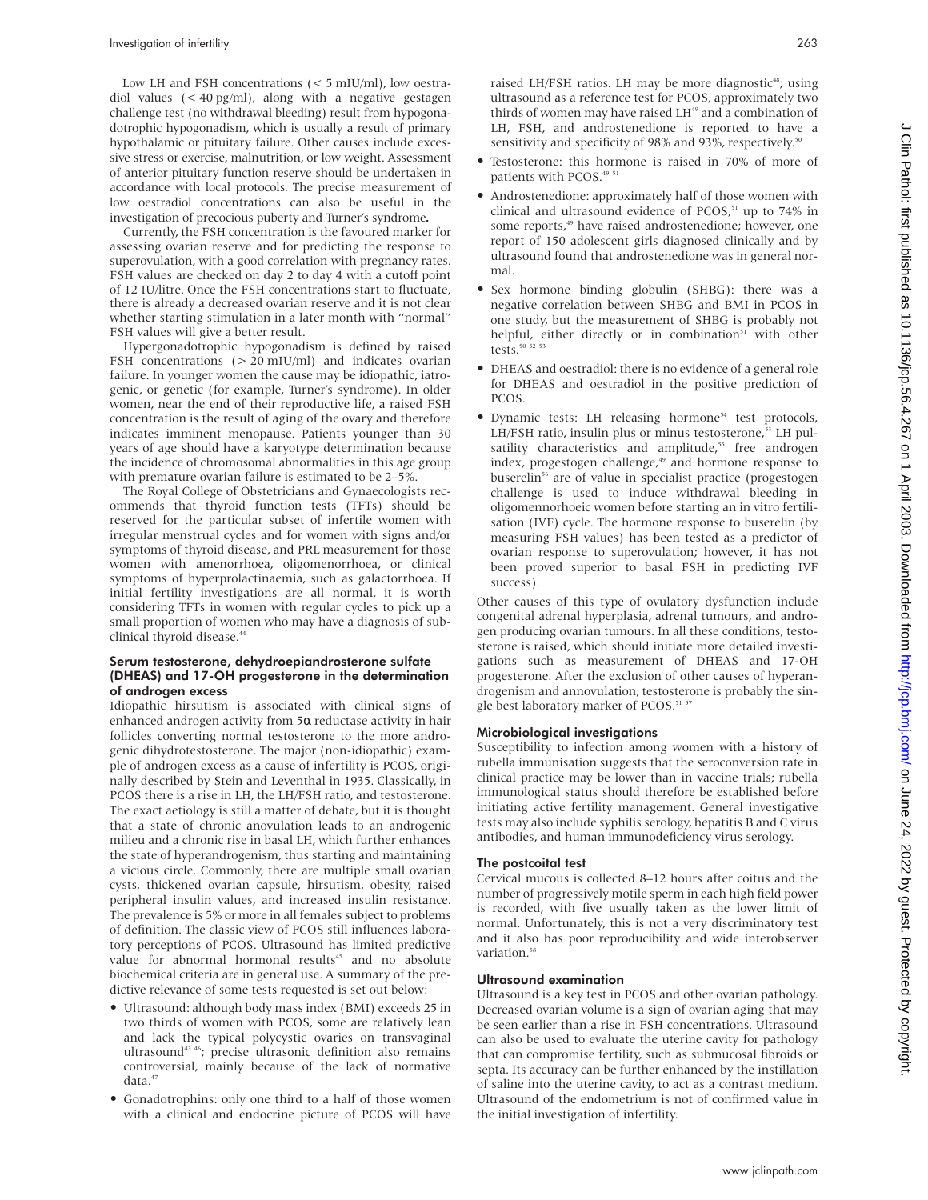Low LH and FSH concentrations (< 5 mIU/ml), low oestradiol values (< 40 pg/ml), along with a negative gestagen challenge test (no withdrawal bleeding) result from hypogonadotrophic hypogonadism, which is usually a result of primary hypothalamic or pituitary failure. Other causes include excessive stress or exercise, malnutrition, or low weight. Assessment of anterior pituitary function reserve should be undertaken in accordance with local protocols. The precise measurement of low oestradiol concentrations can also be useful in the investigation of precocious puberty and Turner's syndrome.

Currently, the FSH concentration is the favoured marker for assessing ovarian reserve and for predicting the response to superovulation, with a good correlation with pregnancy rates. FSH values are checked on day 2 to day 4 with a cutoff point of 12 IU/litre. Once the FSH concentrations start to fluctuate, there is already a decreased ovarian reserve and it is not clear whether starting stimulation in a later month with "normal" FSH values will give a better result.

Hypergonadotrophic hypogonadism is defined by raised FSH concentrations (> 20 mIU/ml) and indicates ovarian failure. In younger women the cause may be idiopathic, iatrogenic, or genetic (for example, Turner's syndrome). In older women, near the end of their reproductive life, a raised FSH concentration is the result of aging of the ovary and therefore indicates imminent menopause. Patients younger than 30 years of age should have a karyotype determination because the incidence of chromosomal abnormalities in this age group with premature ovarian failure is estimated to be 2–5%.

The Royal College of Obstetricians and Gynaecologists recommends that thyroid function tests (TFTs) should be reserved for the particular subset of infertile women with irregular menstrual cycles and for women with signs and/or symptoms of thyroid disease, and PRL measurement for those women with amenorrhoea, oligomenorrhoea, or clinical symptoms of hyperprolactinaemia, such as galactorrhoea. If initial fertility investigations are all normal, it is worth considering TFTs in women with regular cycles to pick up a small proportion of women who may have a diagnosis of subclinical thyroid disease.[44]

### Serum testosterone, dehydroepiandrosterone sulfate (DHEAS) and 17-OH progesterone in the determination of androgen excess

Idiopathic hirsutism is associated with clinical signs of enhanced androgen activity from 5α reductase activity in hair follicles converting normal testosterone to the more androgenic dihydrotestosterone. The major (non-idiopathic) example of androgen excess as a cause of infertility is PCOS, originally described by Stein and Leventhal in 1935. Classically, in PCOS there is a rise in LH, the LH/FSH ratio, and testosterone. The exact aetiology is still a matter of debate, but it is thought that a state of chronic anovulation leads to an androgenic milieu and a chronic rise in basal LH, which further enhances the state of hyperandrogenism, thus starting and maintaining a vicious circle. Commonly, there are multiple small ovarian cysts, thickened ovarian capsule, hirsutism, obesity, raised peripheral insulin values, and increased insulin resistance. The prevalence is 5% or more in all females subject to problems of definition. The classic view of PCOS still influences laboratory perceptions of PCOS. Ultrasound has limited predictive value for abnormal hormonal results[45] and no absolute biochemical criteria are in general use. A summary of the predictive relevance of some tests requested is set out below:

- Ultrasound: although body mass index (BMI) exceeds 25 in two thirds of women with PCOS, some are relatively lean and lack the typical polycystic ovaries on transvaginal ultrasound[43,46]; precise ultrasonic definition also remains controversial, mainly because of the lack of normative data.[47]
- Gonadotrophins: only one third to a half of those women with a clinical and endocrine picture of PCOS will have raised LH/FSH ratios. LH may be more diagnostic[48]; using ultrasound as a reference test for PCOS, approximately two thirds of women may have raised LH[49] and a combination of LH, FSH, and androstenedione is reported to have a sensitivity and specificity of 98% and 93%, respectively.[50]
- Testosterone: this hormone is raised in 70% of more of patients with PCOS.[49,51]
- Androstenedione: approximately half of those women with clinical and ultrasound evidence of PCOS,[51] up to 74% in some reports,[49] have raised androstenedione; however, one report of 150 adolescent girls diagnosed clinically and by ultrasound found that androstenedione was in general normal.
- Sex hormone binding globulin (SHBG): there was a negative correlation between SHBG and BMI in PCOS in one study, but the measurement of SHBG is probably not helpful, either directly or in combination[51] with other tests.[50,52,53]
- DHEAS and oestradiol: there is no evidence of a general role for DHEAS and oestradiol in the positive prediction of PCOS.
- Dynamic tests: LH releasing hormone[54] test protocols, LH/FSH ratio, insulin plus or minus testosterone,[53] LH pulsatility characteristics and amplitude,[55] free androgen index, progestogen challenge,[49] and hormone response to buserelin[56] are of value in specialist practice (progestogen challenge is used to induce withdrawal bleeding in oligomennorhoeic women before starting an in vitro fertilisation (IVF) cycle. The hormone response to buserelin (by measuring FSH values) has been tested as a predictor of ovarian response to superovulation; however, it has not been proved superior to basal FSH in predicting IVF success).

Other causes of this type of ovulatory dysfunction include congenital adrenal hyperplasia, adrenal tumours, and androgen producing ovarian tumours. In all these conditions, testosterone is raised, which should initiate more detailed investigations such as measurement of DHEAS and 17-OH progesterone. After the exclusion of other causes of hyperandrogenism and annovulation, testosterone is probably the single best laboratory marker of PCOS.[51,57]

### Microbiological investigations

Susceptibility to infection among women with a history of rubella immunisation suggests that the seroconversion rate in clinical practice may be lower than in vaccine trials; rubella immunological status should therefore be established before initiating active fertility management. General investigative tests may also include syphilis serology, hepatitis B and C virus antibodies, and human immunodeficiency virus serology.

### The postcoital test

Cervical mucous is collected 8–12 hours after coitus and the number of progressively motile sperm in each high field power is recorded, with five usually taken as the lower limit of normal. Unfortunately, this is not a very discriminatory test and it also has poor reproducibility and wide interobserver variation.[58]

### Ultrasound examination

Ultrasound is a key test in PCOS and other ovarian pathology. Decreased ovarian volume is a sign of ovarian aging that may be seen earlier than a rise in FSH concentrations. Ultrasound can also be used to evaluate the uterine cavity for pathology that can compromise fertility, such as submucosal fibroids or septa. Its accuracy can be further enhanced by the instillation of saline into the uterine cavity, to act as a contrast medium. Ultrasound of the endometrium is not of confirmed value in the initial investigation of infertility.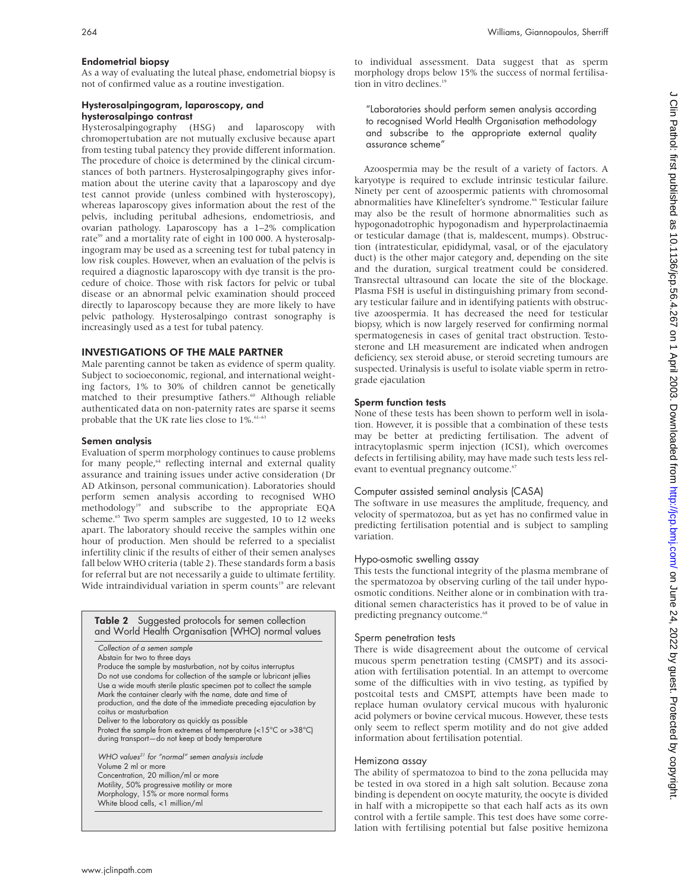### Endometrial biopsy

As a way of evaluating the luteal phase, endometrial biopsy is not of confirmed value as a routine investigation.

### Hysterosalpingogram, laparoscopy, and hysterosalpingo contrast

Hysterosalpingography (HSG) and laparoscopy with chromopertubation are not mutually exclusive because apart from testing tubal patency they provide different information. The procedure of choice is determined by the clinical circumstances of both partners. Hysterosalpingography gives information about the uterine cavity that a laparoscopy and dye test cannot provide (unless combined with hysteroscopy), whereas laparoscopy gives information about the rest of the pelvis, including peritubal adhesions, endometriosis, and ovarian pathology. Laparoscopy has a 1–2% complication rate[59] and a mortality rate of eight in 100 000. A hysterosalpingogram may be used as a screening test for tubal patency in low risk couples. However, when an evaluation of the pelvis is required a diagnostic laparoscopy with dye transit is the procedure of choice. Those with risk factors for pelvic or tubal disease or an abnormal pelvic examination should proceed directly to laparoscopy because they are more likely to have pelvic pathology. Hysterosalpingo contrast sonography is increasingly used as a test for tubal patency.

## INVESTIGATIONS OF THE MALE PARTNER

Male parenting cannot be taken as evidence of sperm quality. Subject to socioeconomic, regional, and international weighting factors, 1% to 30% of children cannot be genetically matched to their presumptive fathers.[60] Although reliable authenticated data on non-paternity rates are sparse it seems probable that the UK rate lies close to 1%.[61–63]

### Semen analysis

Evaluation of sperm morphology continues to cause problems for many people,[64] reflecting internal and external quality assurance and training issues under active consideration (Dr AD Atkinson, personal communication). Laboratories should perform semen analysis according to recognised WHO methodology[19] and subscribe to the appropriate EQA scheme.[65] Two sperm samples are suggested, 10 to 12 weeks apart. The laboratory should receive the samples within one hour of production. Men should be referred to a specialist infertility clinic if the results of either of their semen analyses fall below WHO criteria (table 2). These standards form a basis for referral but are not necessarily a guide to ultimate fertility. Wide intraindividual variation in sperm counts[19] are relevant to individual assessment. Data suggest that as sperm morphology drops below 15% the success of normal fertilisation in vitro declines.[19]

**Table 2** Suggested protocols for semen collection and World Health Organisation (WHO) normal values

*Collection of a semen sample*
Abstain for two to three days
Produce the sample by masturbation, not by coitus interruptus
Do not use condoms for collection of the sample or lubricant jellies
Use a wide mouth sterile plastic specimen pot to collect the sample
Mark the container clearly with the name, date and time of production, and the date of the immediate preceding ejaculation by coitus or masturbation
Deliver to the laboratory as quickly as possible
Protect the sample from extremes of temperature (<15°C or >38°C) during transport—do not keep at body temperature

*WHO values[21] for "normal" semen analysis include*
Volume 2 ml or more
Concentration, 20 million/ml or more
Motility, 50% progressive motility or more
Morphology, 15% or more normal forms
White blood cells, <1 million/ml

> "Laboratories should perform semen analysis according to recognised World Health Organisation methodology and subscribe to the appropriate external quality assurance scheme"

Azoospermia may be the result of a variety of factors. A karyotype is required to exclude intrinsic testicular failure. Ninety per cent of azoospermic patients with chromosomal abnormalities have Klinefelter's syndrome.[66] Testicular failure may also be the result of hormone abnormalities such as hypogonadotrophic hypogonadism and hyperprolactinaemia or testicular damage (that is, maldescent, mumps). Obstruction (intratesticular, epididymal, vasal, or of the ejaculatory duct) is the other major category and, depending on the site and the duration, surgical treatment could be considered. Transrectal ultrasound can locate the site of the blockage. Plasma FSH is useful in distinguishing primary from secondary testicular failure and in identifying patients with obstructive azoospermia. It has decreased the need for testicular biopsy, which is now largely reserved for confirming normal spermatogenesis in cases of genital tract obstruction. Testosterone and LH measurement are indicated when androgen deficiency, sex steroid abuse, or steroid secreting tumours are suspected. Urinalysis is useful to isolate viable sperm in retrograde ejaculation

### Sperm function tests

None of these tests has been shown to perform well in isolation. However, it is possible that a combination of these tests may be better at predicting fertilisation. The advent of intracytoplasmic sperm injection (ICSI), which overcomes defects in fertilising ability, may have made such tests less relevant to eventual pregnancy outcome.[67]

#### Computer assisted seminal analysis (CASA)

The software in use measures the amplitude, frequency, and velocity of spermatozoa, but as yet has no confirmed value in predicting fertilisation potential and is subject to sampling variation.

#### Hypo-osmotic swelling assay

This tests the functional integrity of the plasma membrane of the spermatozoa by observing curling of the tail under hypo-osmotic conditions. Neither alone or in combination with traditional semen characteristics has it proved to be of value in predicting pregnancy outcome.[68]

#### Sperm penetration tests

There is wide disagreement about the outcome of cervical mucous sperm penetration testing (CMSPT) and its association with fertilisation potential. In an attempt to overcome some of the difficulties with in vivo testing, as typified by postcoital tests and CMSPT, attempts have been made to replace human ovulatory cervical mucous with hyaluronic acid polymers or bovine cervical mucous. However, these tests only seem to reflect sperm motility and do not give added information about fertilisation potential.

#### Hemizona assay

The ability of spermatozoa to bind to the zona pellucida may be tested in ova stored in a high salt solution. Because zona binding is dependent on oocyte maturity, the oocyte is divided in half with a micropipette so that each half acts as its own control with a fertile sample. This test does have some correlation with fertilising potential but false positive hemizona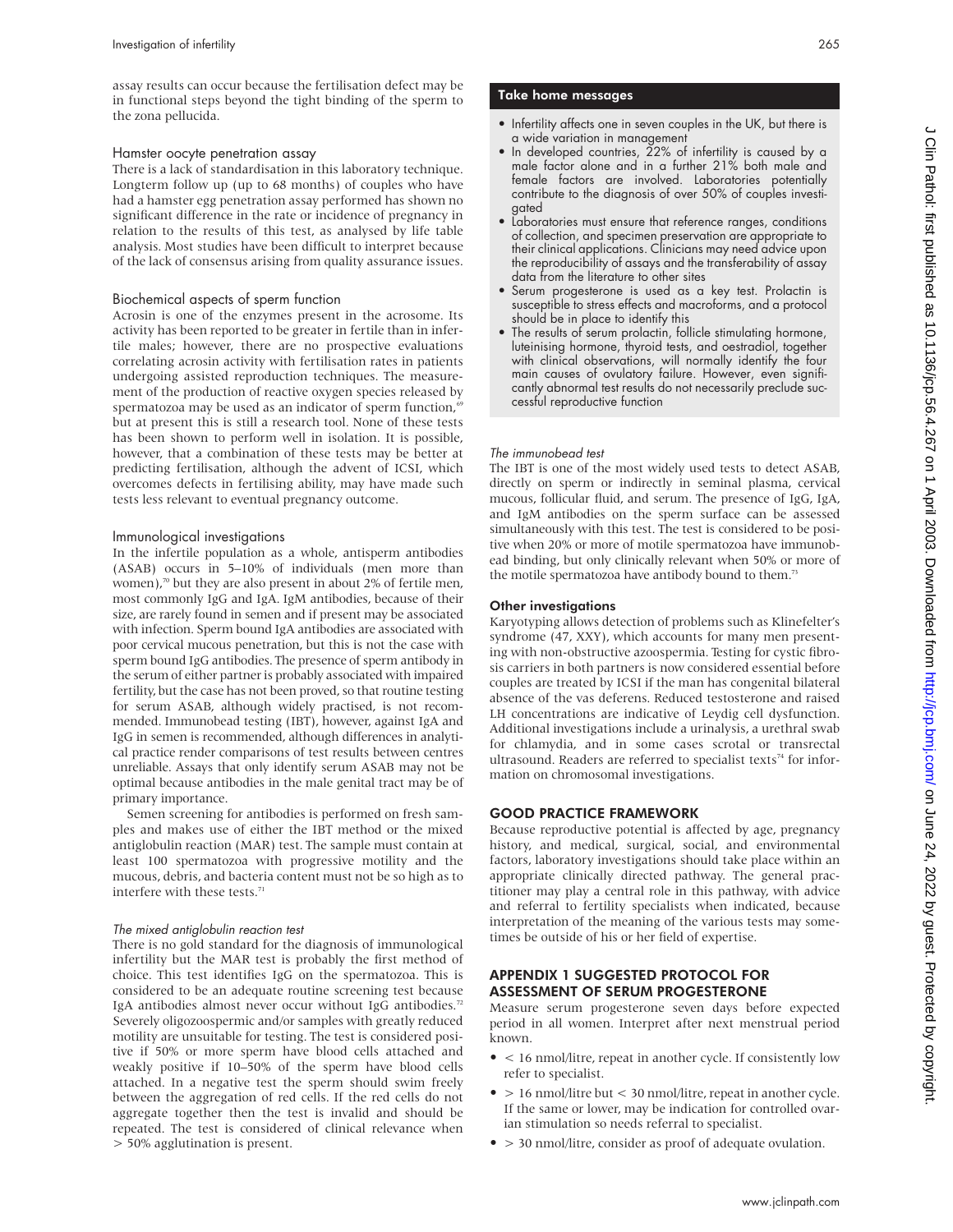assay results can occur because the fertilisation defect may be in functional steps beyond the tight binding of the sperm to the zona pellucida.

### Hamster oocyte penetration assay

There is a lack of standardisation in this laboratory technique. Longterm follow up (up to 68 months) of couples who have had a hamster egg penetration assay performed has shown no significant difference in the rate or incidence of pregnancy in relation to the results of this test, as analysed by life table analysis. Most studies have been difficult to interpret because of the lack of consensus arising from quality assurance issues.

### Biochemical aspects of sperm function

Acrosin is one of the enzymes present in the acrosome. Its activity has been reported to be greater in fertile than in infertile males; however, there are no prospective evaluations correlating acrosin activity with fertilisation rates in patients undergoing assisted reproduction techniques. The measurement of the production of reactive oxygen species released by spermatozoa may be used as an indicator of sperm function,[69] but at present this is still a research tool. None of these tests has been shown to perform well in isolation. It is possible, however, that a combination of these tests may be better at predicting fertilisation, although the advent of ICSI, which overcomes defects in fertilising ability, may have made such tests less relevant to eventual pregnancy outcome.

### Immunological investigations

In the infertile population as a whole, antisperm antibodies (ASAB) occurs in 5–10% of individuals (men more than women),[70] but they are also present in about 2% of fertile men, most commonly IgG and IgA. IgM antibodies, because of their size, are rarely found in semen and if present may be associated with infection. Sperm bound IgA antibodies are associated with poor cervical mucous penetration, but this is not the case with sperm bound IgG antibodies. The presence of sperm antibody in the serum of either partner is probably associated with impaired fertility, but the case has not been proved, so that routine testing for serum ASAB, although widely practised, is not recommended. Immunobead testing (IBT), however, against IgA and IgG in semen is recommended, although differences in analytical practice render comparisons of test results between centres unreliable. Assays that only identify serum ASAB may not be optimal because antibodies in the male genital tract may be of primary importance.

Semen screening for antibodies is performed on fresh samples and makes use of either the IBT method or the mixed antiglobulin reaction (MAR) test. The sample must contain at least 100 spermatozoa with progressive motility and the mucous, debris, and bacteria content must not be so high as to interfere with these tests.[71]

#### *The mixed antiglobulin reaction test*

There is no gold standard for the diagnosis of immunological infertility but the MAR test is probably the first method of choice. This test identifies IgG on the spermatozoa. This is considered to be an adequate routine screening test because IgA antibodies almost never occur without IgG antibodies.[72] Severely oligozoospermic and/or samples with greatly reduced motility are unsuitable for testing. The test is considered positive if 50% or more sperm have blood cells attached and weakly positive if 10–50% of the sperm have blood cells attached. In a negative test the sperm should swim freely between the aggregation of red cells. If the red cells do not aggregate together then the test is invalid and should be repeated. The test is considered of clinical relevance when > 50% agglutination is present.

> **Take home messages**
>
> - Infertility affects one in seven couples in the UK, but there is a wide variation in management
> - In developed countries, 22% of infertility is caused by a male factor alone and in a further 21% both male and female factors are involved. Laboratories potentially contribute to the diagnosis of over 50% of couples investigated
> - Laboratories must ensure that reference ranges, conditions of collection, and specimen preservation are appropriate to their clinical applications. Clinicians may need advice upon the reproducibility of assays and the transferability of assay data from the literature to other sites
> - Serum progesterone is used as a key test. Prolactin is susceptible to stress effects and macroforms, and a protocol should be in place to identify this
> - The results of serum prolactin, follicle stimulating hormone, luteinising hormone, thyroid tests, and oestradiol, together with clinical observations, will normally identify the four main causes of ovulatory failure. However, even significantly abnormal test results do not necessarily preclude successful reproductive function

#### *The immunobead test*

The IBT is one of the most widely used tests to detect ASAB, directly on sperm or indirectly in seminal plasma, cervical mucous, follicular fluid, and serum. The presence of IgG, IgA, and IgM antibodies on the sperm surface can be assessed simultaneously with this test. The test is considered to be positive when 20% or more of motile spermatozoa have immunobead binding, but only clinically relevant when 50% or more of the motile spermatozoa have antibody bound to them.[73]

### Other investigations

Karyotyping allows detection of problems such as Klinefelter's syndrome (47, XXY), which accounts for many men presenting with non-obstructive azoospermia. Testing for cystic fibrosis carriers in both partners is now considered essential before couples are treated by ICSI if the man has congenital bilateral absence of the vas deferens. Reduced testosterone and raised LH concentrations are indicative of Leydig cell dysfunction. Additional investigations include a urinalysis, a urethral swab for chlamydia, and in some cases scrotal or transrectal ultrasound. Readers are referred to specialist texts[74] for information on chromosomal investigations.

## GOOD PRACTICE FRAMEWORK

Because reproductive potential is affected by age, pregnancy history, and medical, surgical, social, and environmental factors, laboratory investigations should take place within an appropriate clinically directed pathway. The general practitioner may play a central role in this pathway, with advice and referral to fertility specialists when indicated, because interpretation of the meaning of the various tests may sometimes be outside of his or her field of expertise.

## APPENDIX 1 SUGGESTED PROTOCOL FOR ASSESSMENT OF SERUM PROGESTERONE

Measure serum progesterone seven days before expected period in all women. Interpret after next menstrual period known.

- < 16 nmol/litre, repeat in another cycle. If consistently low refer to specialist.
- > 16 nmol/litre but < 30 nmol/litre, repeat in another cycle. If the same or lower, may be indication for controlled ovarian stimulation so needs referral to specialist.
- > 30 nmol/litre, consider as proof of adequate ovulation.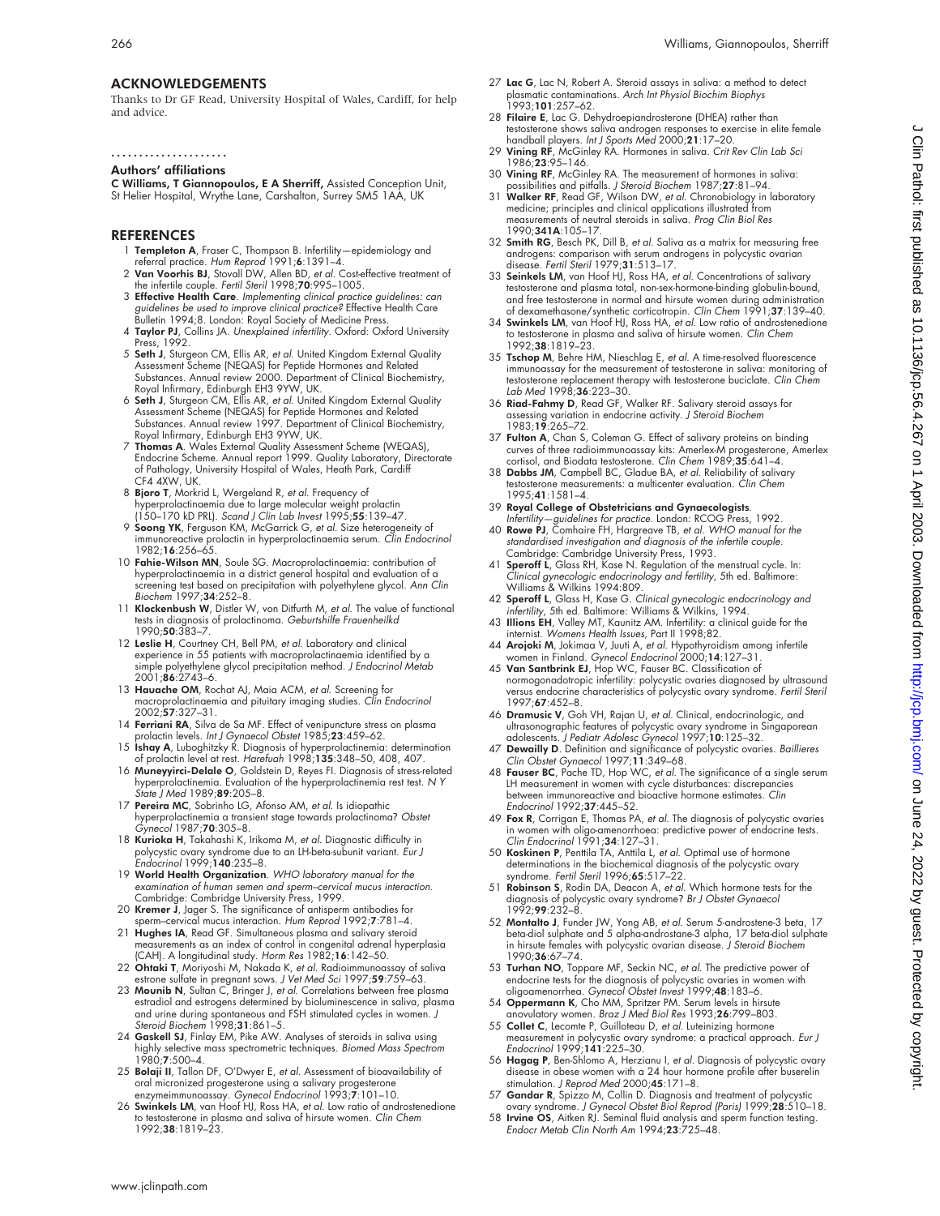## ACKNOWLEDGEMENTS

Thanks to Dr GF Read, University Hospital of Wales, Cardiff, for help and advice.

.....................

### Authors' affiliations

**C Williams, T Giannopoulos, E A Sherriff,** Assisted Conception Unit, St Helier Hospital, Wrythe Lane, Carshalton, Surrey SM5 1AA, UK

## REFERENCES

1. **Templeton A**, Fraser C, Thompson B. Infertility—epidemiology and referral practice. *Hum Reprod* 1991;**6**:1391–4.
2. **Van Voorhis BJ**, Stovall DW, Allen BD, *et al*. Cost-effective treatment of the infertile couple. *Fertil Steril* 1998;**70**:995–1005.
3. **Effective Health Care**. *Implementing clinical practice guidelines: can guidelines be used to improve clinical practice?* Effective Health Care Bulletin 1994;8. London: Royal Society of Medicine Press.
4. **Taylor PJ**, Collins JA. *Unexplained infertility*. Oxford: Oxford University Press, 1992.
5. **Seth J**, Sturgeon CM, Ellis AR, *et al*. United Kingdom External Quality Assessment Scheme (NEQAS) for Peptide Hormones and Related Substances. Annual review 2000. Department of Clinical Biochemistry, Royal Infirmary, Edinburgh EH3 9YW, UK.
6. **Seth J**, Sturgeon CM, Ellis AR, *et al*. United Kingdom External Quality Assessment Scheme (NEQAS) for Peptide Hormones and Related Substances. Annual review 1997. Department of Clinical Biochemistry, Royal Infirmary, Edinburgh EH3 9YW, UK.
7. **Thomas A**. Wales External Quality Assessment Scheme (WEQAS), Endocrine Scheme. Annual report 1999. Quality Laboratory, Directorate of Pathology, University Hospital of Wales, Heath Park, Cardiff CF4 4XW, UK.
8. **Bjoro T**, Morkrid L, Wergeland R, *et al*. Frequency of hyperprolactinaemia due to large molecular weight prolactin (150–170 kD PRL). *Scand J Clin Lab Invest* 1995;**55**:139–47.
9. **Soong YK**, Ferguson KM, McGarrick G, *et al*. Size heterogeneity of immunoreactive prolactin in hyperprolactinaemia serum. *Clin Endocrinol* 1982;**16**:256–65.
10. **Fahie-Wilson MN**, Soule SG. Macroprolactinaemia: contribution of hyperprolactinaemia in a district general hospital and evaluation of a screening test based on precipitation with polyethylene glycol. *Ann Clin Biochem* 1997;**34**:252–8.
11. **Klockenbush W**, Distler W, von Ditfurth M, *et al*. The value of functional tests in diagnosis of prolactinoma. *Geburtshilfe Frauenheilkd* 1990;**50**:383–7.
12. **Leslie H**, Courtney CH, Bell PM, *et al*. Laboratory and clinical experience in 55 patients with macroprolactinaemia identified by a simple polyethylene glycol precipitation method. *J Endocrinol Metab* 2001;**86**:2743–6.
13. **Hauache OM**, Rochat AJ, Maia ACM, *et al*. Screening for macroprolactinaemia and pituitary imaging studies. *Clin Endocrinol* 2002;**57**:327–31.
14. **Ferriani RA**, Silva de Sa MF. Effect of venipuncture stress on plasma prolactin levels. *Int J Gynaecol Obstet* 1985;**23**:459–62.
15. **Ishay A**, Luboghitzky R. Diagnosis of hyperprolactinemia: determination of prolactin level at rest. *Harefuah* 1998;**135**:348–50, 408, 407.
16. **Muneyyirci-Delale O**, Goldstein D, Reyes FI. Diagnosis of stress-related hyperprolactinemia. Evaluation of the hyperprolactinemia rest test. *N Y State J Med* 1989;**89**:205–8.
17. **Pereira MC**, Sobrinho LG, Afonso AM, *et al*. Is idiopathic hyperprolactinemia a transient stage towards prolactinoma? *Obstet Gynecol* 1987;**70**:305–8.
18. **Kurioka H**, Takahashi K, Irikoma M, *et al*. Diagnostic difficulty in polycystic ovary syndrome due to an LH-beta-subunit variant. *Eur J Endocrinol* 1999;**140**:235–8.
19. **World Health Organization**. *WHO laboratory manual for the examination of human semen and sperm–cervical mucus interaction*. Cambridge: Cambridge University Press, 1999.
20. **Kremer J**, Jager S. The significance of antisperm antibodies for sperm–cervical mucus interaction. *Hum Reprod* 1992;**7**:781–4.
21. **Hughes IA**, Read GF. Simultaneous plasma and salivary steroid measurements as an index of control in congenital adrenal hyperplasia (CAH). A longitudinal study. *Horm Res* 1982;**16**:142–50.
22. **Ohtaki T**, Moriyoshi M, Nakada K, *et al*. Radioimmunoassay of saliva estrone sulfate in pregnant sows. *J Vet Med Sci* 1997;**59**:759–63.
23. **Mounib N**, Sultan C, Bringer J, *et al*. Correlations between free plasma estradiol and estrogens determined by bioluminescence in saliva, plasma and urine during spontaneous and FSH stimulated cycles in women. *J Steroid Biochem* 1998;**31**:861–5.
24. **Gaskell SJ**, Finlay EM, Pike AW. Analyses of steroids in saliva using highly selective mass spectrometric techniques. *Biomed Mass Spectrom* 1980;**7**:500–4.
25. **Bolaji II**, Tallon DF, O'Dwyer E, *et al*. Assessment of bioavailability of oral micronized progesterone using a salivary progesterone enzymeimmunoassay. *Gynecol Endocrinol* 1993;**7**:101–10.
26. **Swinkels LM**, van Hoof HJ, Ross HA, *et al*. Low ratio of androstenedione to testosterone in plasma and saliva of hirsute women. *Clin Chem* 1992;**38**:1819–23.
27. **Lac G**, Lac N, Robert A. Steroid assays in saliva: a method to detect plasmatic contaminations. *Arch Int Physiol Biochim Biophys* 1993;**101**:257–62.
28. **Filaire E**, Lac G. Dehydroepiandrosterone (DHEA) rather than testosterone shows saliva androgen responses to exercise in elite female handball players. *Int J Sports Med* 2000;**21**:17–20.
29. **Vining RF**, McGinley RA. Hormones in saliva. *Crit Rev Clin Lab Sci* 1986;**23**:95–146.
30. **Vining RF**, McGinley RA. The measurement of hormones in saliva: possibilities and pitfalls. *J Steroid Biochem* 1987;**27**:81–94.
31. **Walker RF**, Read GF, Wilson DW, *et al*. Chronobiology in laboratory medicine; principles and clinical applications illustrated from measurements of neutral steroids in saliva. *Prog Clin Biol Res* 1990;**341A**:105–17.
32. **Smith RG**, Besch PK, Dill B, *et al*. Saliva as a matrix for measuring free androgens: comparison with serum androgens in polycystic ovarian disease. *Fertil Steril* 1979;**31**:513–17.
33. **Seinkels LM**, van Hoof HJ, Ross HA, *et al*. Concentrations of salivary testosterone and plasma total, non-sex-hormone-binding globulin-bound, and free testosterone in normal and hirsute women during administration of dexamethasone/synthetic corticotropin. *Clin Chem* 1991;**37**:139–40.
34. **Swinkels LM**, van Hoof HJ, Ross HA, *et al*. Low ratio of androstenedione to testosterone in plasma and saliva of hirsute women. *Clin Chem* 1992;**38**:1819–23.
35. **Tschop M**, Behre HM, Nieschlag E, *et al*. A time-resolved fluorescence immunoassay for the measurement of testosterone in saliva: monitoring of testosterone replacement therapy with testosterone buciclate. *Clin Chem Lab Med* 1998;**36**:223–30.
36. **Riad-Fahmy D**, Read GF, Walker RF. Salivary steroid assays for assessing variation in endocrine activity. *J Steroid Biochem* 1983;**19**:265–72.
37. **Fulton A**, Chan S, Coleman G. Effect of salivary proteins on binding curves of three radioimmunoassay kits: Amerlex-M progesterone, Amerlex cortisol, and Biodata testosterone. *Clin Chem* 1989;**35**:641–4.
38. **Dabbs JM**, Campbell BC, Gladue BA, *et al*. Reliability of salivary testosterone measurements: a multicenter evaluation. *Clin Chem* 1995;**41**:1581–4.
39. **Royal College of Obstetricians and Gynaecologists**. *Infertility—guidelines for practice*. London: RCOG Press, 1992.
40. **Rowe PJ**, Comhaire FH, Hargreave TB, *et al*. *WHO manual for the standardised investigation and diagnosis of the infertile couple*. Cambridge: Cambridge University Press, 1993.
41. **Speroff L**, Glass RH, Kase N. Regulation of the menstrual cycle. In: *Clinical gynecologic endocrinology and fertility*, 5th ed. Baltimore: Williams & Wilkins 1994:809.
42. **Speroff L**, Glass H, Kase G. *Clinical gynecologic endocrinology and infertility*, 5th ed. Baltimore: Williams & Wilkins, 1994.
43. **Illions EH**, Valley MT, Kaunitz AM. Infertility: a clinical guide for the internist. *Womens Health Issues*, Part II 1998;82.
44. **Arojoki M**, Jokimaa V, Juuti A, *et al*. Hypothyroidism among infertile women in Finland. *Gynecol Endocrinol* 2000;**14**:127–31.
45. **Van Santbrink EJ**, Hop WC, Fauser BC. Classification of normogonadotropic infertility: polycystic ovaries diagnosed by ultrasound versus endocrine characteristics of polycystic ovary syndrome. *Fertil Steril* 1997;**67**:452–8.
46. **Dramusic V**, Goh VH, Rajan U, *et al*. Clinical, endocrinologic, and ultrasonographic features of polycystic ovary syndrome in Singaporean adolescents. *J Pediatr Adolesc Gynecol* 1997;**10**:125–32.
47. **Dewailly D**. Definition and significance of polycystic ovaries. *Baillieres Clin Obstet Gynaecol* 1997;**11**:349–68.
48. **Fauser BC**, Pache TD, Hop WC, *et al*. The significance of a single serum LH measurement in women with cycle disturbances: discrepancies between immunoreactive and bioactive hormone estimates. *Clin Endocrinol* 1992;**37**:445–52.
49. **Fox R**, Corrigan E, Thomas PA, *et al*. The diagnosis of polycystic ovaries in women with oligo-amenorrhoea: predictive power of endocrine tests. *Clin Endocrinol* 1991;**34**:127–31.
50. **Koskinen P**, Penttila TA, Anttila L, *et al*. Optimal use of hormone determinations in the biochemical diagnosis of the polycystic ovary syndrome. *Fertil Steril* 1996;**65**:517–22.
51. **Robinson S**, Rodin DA, Deacon A, *et al*. Which hormone tests for the diagnosis of polycystic ovary syndrome? *Br J Obstet Gynaecol* 1992;**99**:232–8.
52. **Montalto J**, Funder JW, Yong AB, *et al*. Serum 5-androstene-3 beta, 17 beta-diol sulphate and 5 alpha-androstane-3 alpha, 17 beta-diol sulphate in hirsute females with polycystic ovarian disease. *J Steroid Biochem* 1990;**36**:67–74.
53. **Turhan NO**, Toppare MF, Seckin NC, *et al*. The predictive power of endocrine tests for the diagnosis of polycystic ovaries in women with oligoamenorrhea. *Gynecol Obstet Invest* 1999;**48**:183–6.
54. **Oppermann K**, Cho MM, Spritzer PM. Serum levels in hirsute anovulatory women. *Braz J Med Biol Res* 1993;**26**:799–803.
55. **Collet C**, Lecomte P, Guilloteau D, *et al*. Luteinizing hormone measurement in polycystic ovary syndrome: a practical approach. *Eur J Endocrinol* 1999;**141**:225–30.
56. **Hagag P**, Ben-Shlomo A, Herzianu I, *et al*. Diagnosis of polycystic ovary disease in obese women with a 24 hour hormone profile after buserelin stimulation. *J Reprod Med* 2000;**45**:171–8.
57. **Gandar R**, Spizzo M, Collin D. Diagnosis and treatment of polycystic ovary syndrome. *J Gynecol Obstet Biol Reprod (Paris)* 1999;**28**:510–18.
58. **Irvine OS**, Aitken RJ. Seminal fluid analysis and sperm function testing. *Endocr Metab Clin North Am* 1994;**23**:725–48.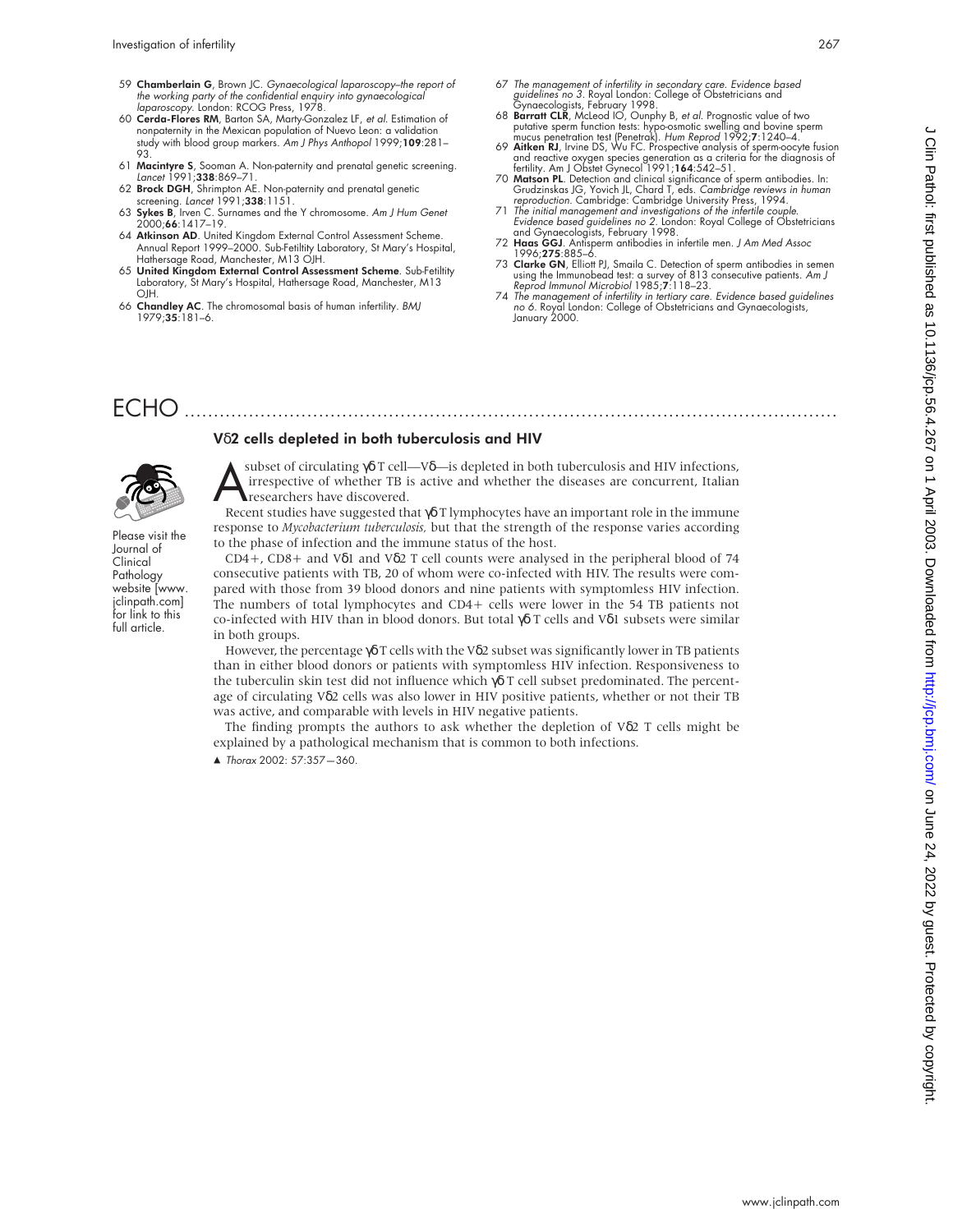59 **Chamberlain G**, Brown JC. *Gynaecological laparoscopy–the report of the working party of the confidential enquiry into gynaecological laparoscopy*. London: RCOG Press, 1978.

60 **Cerda-Flores RM**, Barton SA, Marty-Gonzalez LF, *et al*. Estimation of nonpaternity in the Mexican population of Nuevo Leon: a validation study with blood group markers. *Am J Phys Anthopol* 1999;**109**:281–93.

61 **Macintyre S**, Sooman A. Non-paternity and prenatal genetic screening. *Lancet* 1991;**338**:869–71.

62 **Brock DGH**, Shrimpton AE. Non-paternity and prenatal genetic screening. *Lancet* 1991;**338**:1151.

63 **Sykes B**, Irven C. Surnames and the Y chromosome. *Am J Hum Genet* 2000;**66**:1417–19.

64 **Atkinson AD**. United Kingdom External Control Assessment Scheme. Annual Report 1999–2000. Sub-Fetiltity Laboratory, St Mary's Hospital, Hathersage Road, Manchester, M13 OJH.

65 **United Kingdom External Control Assessment Scheme**. Sub-Fetilitiy Laboratory, St Mary's Hospital, Hathersage Road, Manchester, M13 OJH.

66 **Chandley AC**. The chromosomal basis of human infertility. *BMJ* 1979;**35**:181–6.

67 *The management of infertility in secondary care. Evidence based guidelines no 3*. Royal London: College of Obstetricians and Gynaecologists, February 1998.

68 **Barratt CLR**, McLeod IO, Ounphy B, *et al*. Prognostic value of two putative sperm function tests: hypo-osmotic swelling and bovine sperm mucus penetration test (Penetrak). *Hum Reprod* 1992;**7**:1240–4.

69 **Aitken RJ**, Irvine DS, Wu FC. Prospective analysis of sperm-oocyte fusion and reactive oxygen species generation as a criteria for the diagnosis of fertility. Am J Obstet Gynecol 1991;**164**:542–51.

70 **Matson PL**. Detection and clinical significance of sperm antibodies. In: Grudzinskas JG, Yovich JL, Chard T, eds. *Cambridge reviews in human reproduction*. Cambridge: Cambridge University Press, 1994.

71 *The initial management and investigations of the infertile couple. Evidence based guidelines no 2*. London: Royal College of Obstetricians and Gynaecologists, February 1998.

72 **Haas GGJ**. Antisperm antibodies in infertile men. *J Am Med Assoc* 1996;**275**:885–6.

73 **Clarke GN**, Elliott PJ, Smaila C. Detection of sperm antibodies in semen using the Immunobead test: a survey of 813 consecutive patients. *Am J Reprod Immunol Microbiol* 1985;**7**:118–23.

74 *The management of infertility in tertiary care. Evidence based guidelines no 6*. Royal London: College of Obstetricians and Gynaecologists, January 2000.

# ECHO

Please visit the Journal of Clinical Pathology website [www.jclinpath.com] for link to this full article.

## Vδ2 cells depleted in both tuberculosis and HIV

A subset of circulating γδ T cell—Vδ—is depleted in both tuberculosis and HIV infections, irrespective of whether TB is active and whether the diseases are concurrent, Italian researchers have discovered.

Recent studies have suggested that γδ T lymphocytes have an important role in the immune response to *Mycobacterium tuberculosis,* but that the strength of the response varies according to the phase of infection and the immune status of the host.

CD4+, CD8+ and Vδ1 and Vδ2 T cell counts were analysed in the peripheral blood of 74 consecutive patients with TB, 20 of whom were co-infected with HIV. The results were compared with those from 39 blood donors and nine patients with symptomless HIV infection. The numbers of total lymphocytes and CD4+ cells were lower in the 54 TB patients not co-infected with HIV than in blood donors. But total γδ T cells and Vδ1 subsets were similar in both groups.

However, the percentage γδ T cells with the Vδ2 subset was significantly lower in TB patients than in either blood donors or patients with symptomless HIV infection. Responsiveness to the tuberculin skin test did not influence which γδ T cell subset predominated. The percentage of circulating Vδ2 cells was also lower in HIV positive patients, whether or not their TB was active, and comparable with levels in HIV negative patients.

The finding prompts the authors to ask whether the depletion of Vδ2 T cells might be explained by a pathological mechanism that is common to both infections.

▲ *Thorax* 2002: 57:357—360.